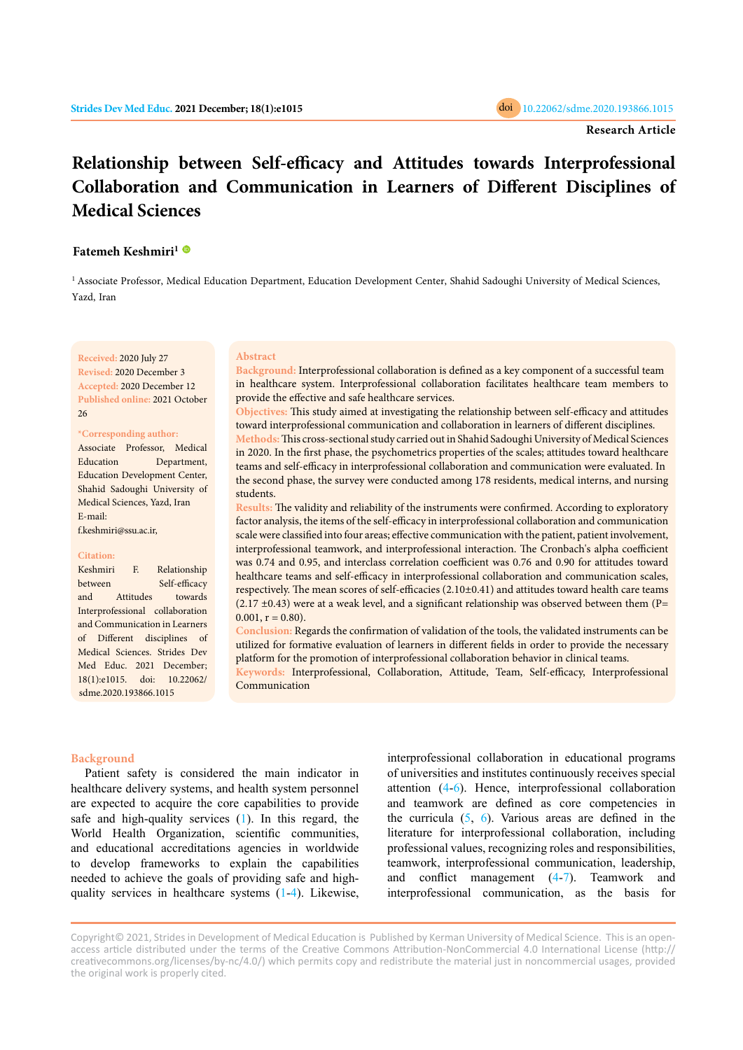Research Article

# Relationship between Self-efficacy and Attitudes towards Interprofessional Collaboration and Communication in Learners of Different Disciplines of Medical Sciences

**Fatemeh Keshmiri**[1]

[1] Associate Professor, Medical Education Department, Education Development Center, Shahid Sadoughi University of Medical Sciences, Yazd, Iran

**Received:** 2020 July 27
**Revised:** 2020 December 3
**Accepted:** 2020 December 12
**Published online:** 2021 October 26

**\*Corresponding author:**
Associate Professor, Medical Education Department, Education Development Center, Shahid Sadoughi University of Medical Sciences, Yazd, Iran
E-mail:
f.keshmiri@ssu.ac.ir,

**Citation:**
Keshmiri F. Relationship between Self-efficacy and Attitudes towards Interprofessional collaboration and Communication in Learners of Different disciplines of Medical Sciences. Strides Dev Med Educ. 2021 December; 18(1):e1015. doi: 10.22062/sdme.2020.193866.1015

## Abstract

**Background:** Interprofessional collaboration is defined as a key component of a successful team in healthcare system. Interprofessional collaboration facilitates healthcare team members to provide the effective and safe healthcare services.

**Objectives:** This study aimed at investigating the relationship between self-efficacy and attitudes toward interprofessional communication and collaboration in learners of different disciplines.

**Methods:** This cross-sectional study carried out in Shahid Sadoughi University of Medical Sciences in 2020. In the first phase, the psychometrics properties of the scales; attitudes toward healthcare teams and self-efficacy in interprofessional collaboration and communication were evaluated. In the second phase, the survey were conducted among 178 residents, medical interns, and nursing students.

**Results:** The validity and reliability of the instruments were confirmed. According to exploratory factor analysis, the items of the self-efficacy in interprofessional collaboration and communication scale were classified into four areas; effective communication with the patient, patient involvement, interprofessional teamwork, and interprofessional interaction. The Cronbach's alpha coefficient was 0.74 and 0.95, and interclass correlation coefficient was 0.76 and 0.90 for attitudes toward healthcare teams and self-efficacy in interprofessional collaboration and communication scales, respectively. The mean scores of self-efficacies (2.10±0.41) and attitudes toward health care teams (2.17 ±0.43) were at a weak level, and a significant relationship was observed between them (P= 0.001, r = 0.80).

**Conclusion:** Regards the confirmation of validation of the tools, the validated instruments can be utilized for formative evaluation of learners in different fields in order to provide the necessary platform for the promotion of interprofessional collaboration behavior in clinical teams.

**Keywords:** Interprofessional, Collaboration, Attitude, Team, Self-efficacy, Interprofessional Communication

## Background

Patient safety is considered the main indicator in healthcare delivery systems, and health system personnel are expected to acquire the core capabilities to provide safe and high-quality services (1). In this regard, the World Health Organization, scientific communities, and educational accreditations agencies in worldwide to develop frameworks to explain the capabilities needed to achieve the goals of providing safe and high-quality services in healthcare systems (1-4). Likewise, interprofessional collaboration in educational programs of universities and institutes continuously receives special attention (4-6). Hence, interprofessional collaboration and teamwork are defined as core competencies in the curricula (5, 6). Various areas are defined in the literature for interprofessional collaboration, including professional values, recognizing roles and responsibilities, teamwork, interprofessional communication, leadership, and conflict management (4-7). Teamwork and interprofessional communication, as the basis for

Copyright© 2021, Strides in Development of Medical Education is Published by Kerman University of Medical Science. This is an open-access article distributed under the terms of the Creative Commons Attribution-NonCommercial 4.0 International License (http://creativecommons.org/licenses/by-nc/4.0/) which permits copy and redistribute the material just in noncommercial usages, provided the original work is properly cited.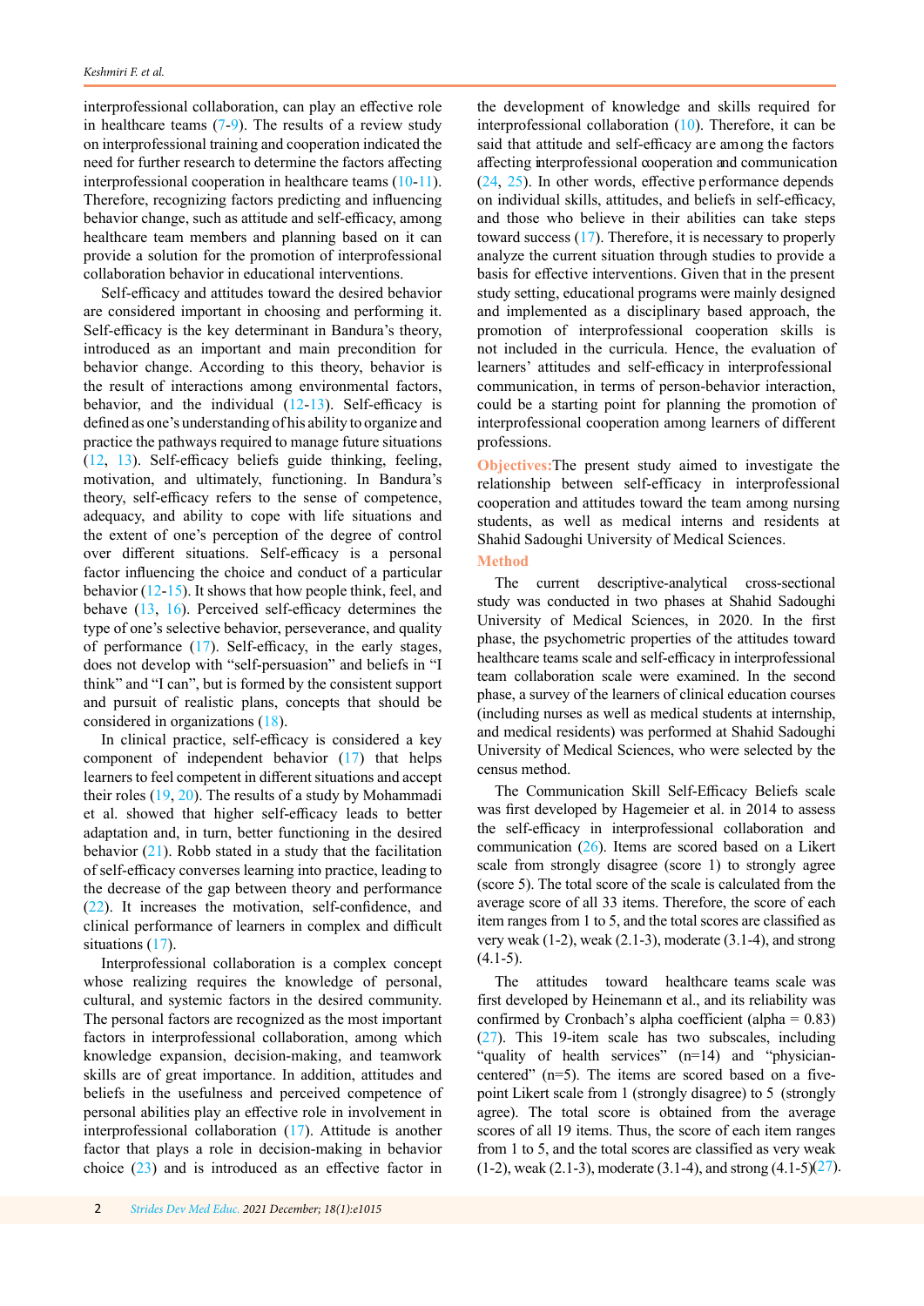interprofessional collaboration, can play an effective role in healthcare teams (7-9). The results of a review study on interprofessional training and cooperation indicated the need for further research to determine the factors affecting interprofessional cooperation in healthcare teams (10-11). Therefore, recognizing factors predicting and influencing behavior change, such as attitude and self-efficacy, among healthcare team members and planning based on it can provide a solution for the promotion of interprofessional collaboration behavior in educational interventions.

Self-efficacy and attitudes toward the desired behavior are considered important in choosing and performing it. Self-efficacy is the key determinant in Bandura's theory, introduced as an important and main precondition for behavior change. According to this theory, behavior is the result of interactions among environmental factors, behavior, and the individual (12-13). Self-efficacy is defined as one's understanding of his ability to organize and practice the pathways required to manage future situations (12, 13). Self-efficacy beliefs guide thinking, feeling, motivation, and ultimately, functioning. In Bandura's theory, self-efficacy refers to the sense of competence, adequacy, and ability to cope with life situations and the extent of one's perception of the degree of control over different situations. Self-efficacy is a personal factor influencing the choice and conduct of a particular behavior (12-15). It shows that how people think, feel, and behave (13, 16). Perceived self-efficacy determines the type of one's selective behavior, perseverance, and quality of performance (17). Self-efficacy, in the early stages, does not develop with "self-persuasion" and beliefs in "I think" and "I can", but is formed by the consistent support and pursuit of realistic plans, concepts that should be considered in organizations (18).

In clinical practice, self-efficacy is considered a key component of independent behavior (17) that helps learners to feel competent in different situations and accept their roles (19, 20). The results of a study by Mohammadi et al. showed that higher self-efficacy leads to better adaptation and, in turn, better functioning in the desired behavior (21). Robb stated in a study that the facilitation of self-efficacy converses learning into practice, leading to the decrease of the gap between theory and performance (22). It increases the motivation, self-confidence, and clinical performance of learners in complex and difficult situations (17).

Interprofessional collaboration is a complex concept whose realizing requires the knowledge of personal, cultural, and systemic factors in the desired community. The personal factors are recognized as the most important factors in interprofessional collaboration, among which knowledge expansion, decision-making, and teamwork skills are of great importance. In addition, attitudes and beliefs in the usefulness and perceived competence of personal abilities play an effective role in involvement in interprofessional collaboration (17). Attitude is another factor that plays a role in decision-making in behavior choice (23) and is introduced as an effective factor in the development of knowledge and skills required for interprofessional collaboration (10). Therefore, it can be said that attitude and self-efficacy are among the factors affecting interprofessional cooperation and communication (24, 25). In other words, effective performance depends on individual skills, attitudes, and beliefs in self-efficacy, and those who believe in their abilities can take steps toward success (17). Therefore, it is necessary to properly analyze the current situation through studies to provide a basis for effective interventions. Given that in the present study setting, educational programs were mainly designed and implemented as a disciplinary based approach, the promotion of interprofessional cooperation skills is not included in the curricula. Hence, the evaluation of learners' attitudes and self-efficacy in interprofessional communication, in terms of person-behavior interaction, could be a starting point for planning the promotion of interprofessional cooperation among learners of different professions.

**Objectives:** The present study aimed to investigate the relationship between self-efficacy in interprofessional cooperation and attitudes toward the team among nursing students, as well as medical interns and residents at Shahid Sadoughi University of Medical Sciences.

## Method

The current descriptive-analytical cross-sectional study was conducted in two phases at Shahid Sadoughi University of Medical Sciences, in 2020. In the first phase, the psychometric properties of the attitudes toward healthcare teams scale and self-efficacy in interprofessional team collaboration scale were examined. In the second phase, a survey of the learners of clinical education courses (including nurses as well as medical students at internship, and medical residents) was performed at Shahid Sadoughi University of Medical Sciences, who were selected by the census method.

The Communication Skill Self-Efficacy Beliefs scale was first developed by Hagemeier et al. in 2014 to assess the self-efficacy in interprofessional collaboration and communication (26). Items are scored based on a Likert scale from strongly disagree (score 1) to strongly agree (score 5). The total score of the scale is calculated from the average score of all 33 items. Therefore, the score of each item ranges from 1 to 5, and the total scores are classified as very weak (1-2), weak (2.1-3), moderate (3.1-4), and strong (4.1-5).

The attitudes toward healthcare teams scale was first developed by Heinemann et al., and its reliability was confirmed by Cronbach's alpha coefficient (alpha = 0.83) (27). This 19-item scale has two subscales, including "quality of health services" (n=14) and "physician-centered" (n=5). The items are scored based on a five-point Likert scale from 1 (strongly disagree) to 5 (strongly agree). The total score is obtained from the average scores of all 19 items. Thus, the score of each item ranges from 1 to 5, and the total scores are classified as very weak (1-2), weak (2.1-3), moderate (3.1-4), and strong (4.1-5)(27).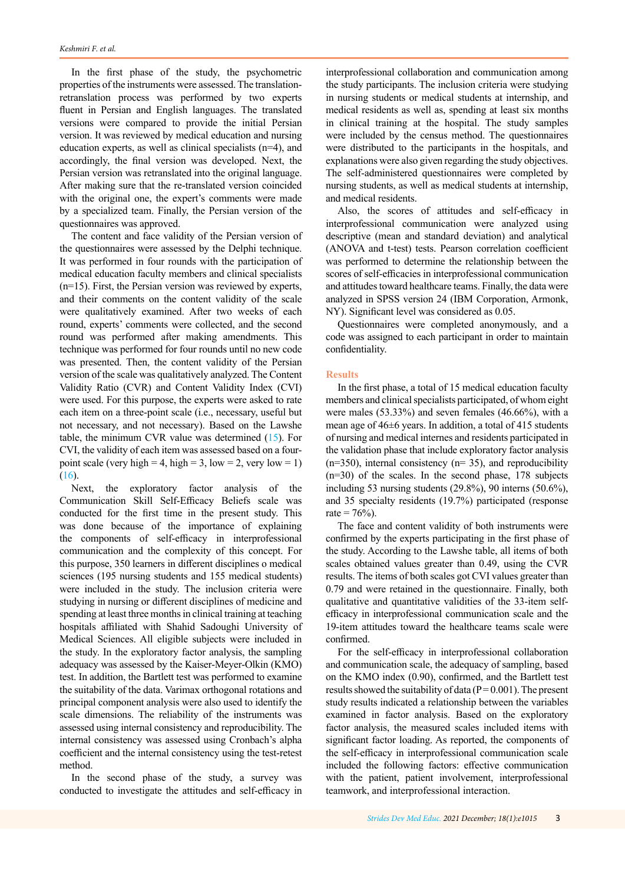In the first phase of the study, the psychometric properties of the instruments were assessed. The translation-retranslation process was performed by two experts fluent in Persian and English languages. The translated versions were compared to provide the initial Persian version. It was reviewed by medical education and nursing education experts, as well as clinical specialists (n=4), and accordingly, the final version was developed. Next, the Persian version was retranslated into the original language. After making sure that the re-translated version coincided with the original one, the expert's comments were made by a specialized team. Finally, the Persian version of the questionnaires was approved.

The content and face validity of the Persian version of the questionnaires were assessed by the Delphi technique. It was performed in four rounds with the participation of medical education faculty members and clinical specialists (n=15). First, the Persian version was reviewed by experts, and their comments on the content validity of the scale were qualitatively examined. After two weeks of each round, experts' comments were collected, and the second round was performed after making amendments. This technique was performed for four rounds until no new code was presented. Then, the content validity of the Persian version of the scale was qualitatively analyzed. The Content Validity Ratio (CVR) and Content Validity Index (CVI) were used. For this purpose, the experts were asked to rate each item on a three-point scale (i.e., necessary, useful but not necessary, and not necessary). Based on the Lawshe table, the minimum CVR value was determined (15). For CVI, the validity of each item was assessed based on a four-point scale (very high = 4, high = 3, low = 2, very low = 1) (16).

Next, the exploratory factor analysis of the Communication Skill Self-Efficacy Beliefs scale was conducted for the first time in the present study. This was done because of the importance of explaining the components of self-efficacy in interprofessional communication and the complexity of this concept. For this purpose, 350 learners in different disciplines o medical sciences (195 nursing students and 155 medical students) were included in the study. The inclusion criteria were studying in nursing or different disciplines of medicine and spending at least three months in clinical training at teaching hospitals affiliated with Shahid Sadoughi University of Medical Sciences. All eligible subjects were included in the study. In the exploratory factor analysis, the sampling adequacy was assessed by the Kaiser-Meyer-Olkin (KMO) test. In addition, the Bartlett test was performed to examine the suitability of the data. Varimax orthogonal rotations and principal component analysis were also used to identify the scale dimensions. The reliability of the instruments was assessed using internal consistency and reproducibility. The internal consistency was assessed using Cronbach's alpha coefficient and the internal consistency using the test-retest method.

In the second phase of the study, a survey was conducted to investigate the attitudes and self-efficacy in interprofessional collaboration and communication among the study participants. The inclusion criteria were studying in nursing students or medical students at internship, and medical residents as well as, spending at least six months in clinical training at the hospital. The study samples were included by the census method. The questionnaires were distributed to the participants in the hospitals, and explanations were also given regarding the study objectives. The self-administered questionnaires were completed by nursing students, as well as medical students at internship, and medical residents.

Also, the scores of attitudes and self-efficacy in interprofessional communication were analyzed using descriptive (mean and standard deviation) and analytical (ANOVA and t-test) tests. Pearson correlation coefficient was performed to determine the relationship between the scores of self-efficacies in interprofessional communication and attitudes toward healthcare teams. Finally, the data were analyzed in SPSS version 24 (IBM Corporation, Armonk, NY). Significant level was considered as 0.05.

Questionnaires were completed anonymously, and a code was assigned to each participant in order to maintain confidentiality.

## Results

In the first phase, a total of 15 medical education faculty members and clinical specialists participated, of whom eight were males (53.33%) and seven females (46.66%), with a mean age of 46±6 years. In addition, a total of 415 students of nursing and medical internes and residents participated in the validation phase that include exploratory factor analysis (n=350), internal consistency (n= 35), and reproducibility (n=30) of the scales. In the second phase, 178 subjects including 53 nursing students (29.8%), 90 interns (50.6%), and 35 specialty residents (19.7%) participated (response rate = 76%).

The face and content validity of both instruments were confirmed by the experts participating in the first phase of the study. According to the Lawshe table, all items of both scales obtained values greater than 0.49, using the CVR results. The items of both scales got CVI values greater than 0.79 and were retained in the questionnaire. Finally, both qualitative and quantitative validities of the 33-item self-efficacy in interprofessional communication scale and the 19-item attitudes toward the healthcare teams scale were confirmed.

For the self-efficacy in interprofessional collaboration and communication scale, the adequacy of sampling, based on the KMO index (0.90), confirmed, and the Bartlett test results showed the suitability of data (P = 0.001). The present study results indicated a relationship between the variables examined in factor analysis. Based on the exploratory factor analysis, the measured scales included items with significant factor loading. As reported, the components of the self-efficacy in interprofessional communication scale included the following factors: effective communication with the patient, patient involvement, interprofessional teamwork, and interprofessional interaction.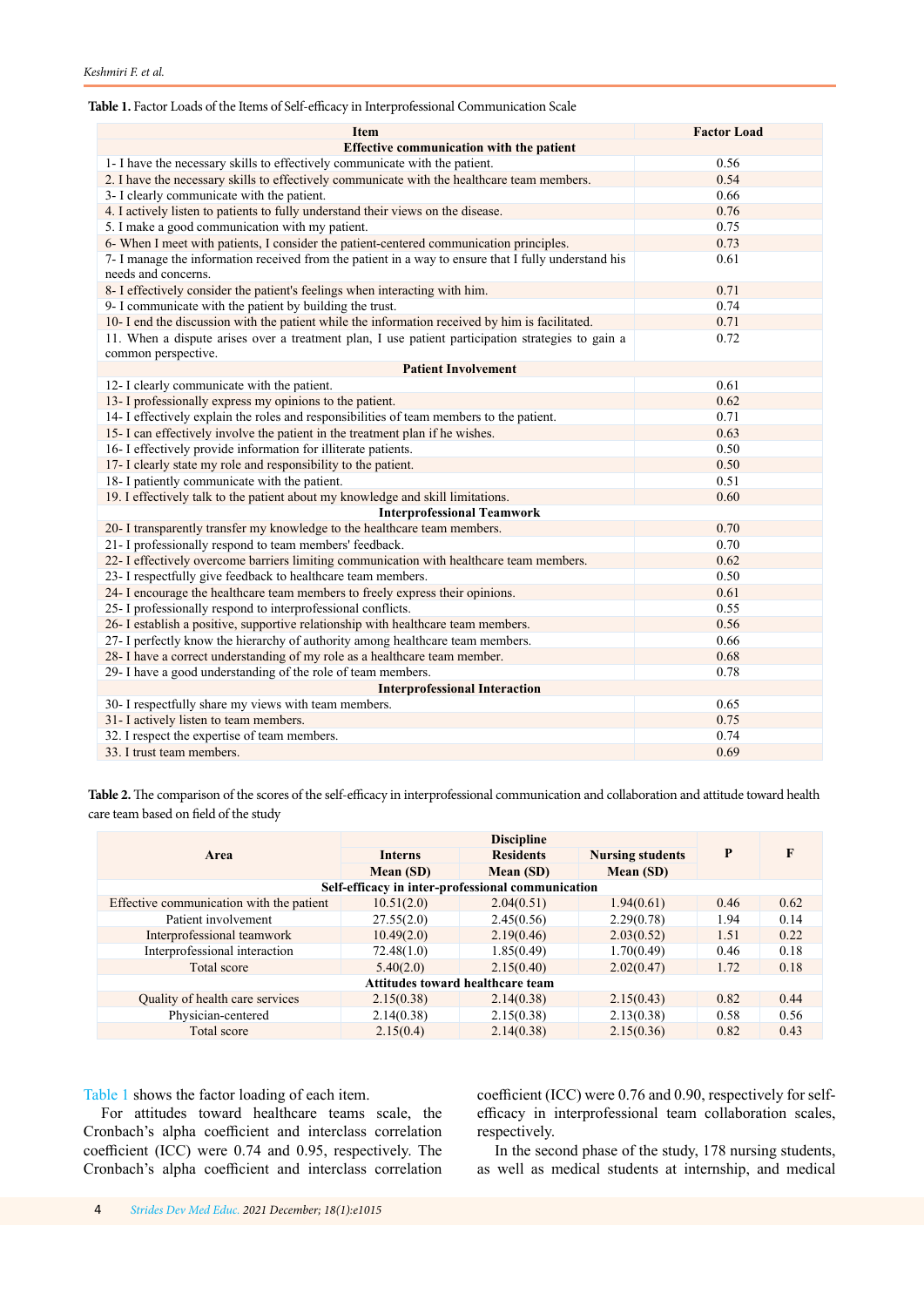**Table 1.** Factor Loads of the Items of Self-efficacy in Interprofessional Communication Scale

| Item | Factor Load |
|---|---|
| **Effective communication with the patient** | |
| 1- I have the necessary skills to effectively communicate with the patient. | 0.56 |
| 2. I have the necessary skills to effectively communicate with the healthcare team members. | 0.54 |
| 3- I clearly communicate with the patient. | 0.66 |
| 4. I actively listen to patients to fully understand their views on the disease. | 0.76 |
| 5. I make a good communication with my patient. | 0.75 |
| 6- When I meet with patients, I consider the patient-centered communication principles. | 0.73 |
| 7- I manage the information received from the patient in a way to ensure that I fully understand his needs and concerns. | 0.61 |
| 8- I effectively consider the patient's feelings when interacting with him. | 0.71 |
| 9- I communicate with the patient by building the trust. | 0.74 |
| 10- I end the discussion with the patient while the information received by him is facilitated. | 0.71 |
| 11. When a dispute arises over a treatment plan, I use patient participation strategies to gain a common perspective. | 0.72 |
| **Patient Involvement** | |
| 12- I clearly communicate with the patient. | 0.61 |
| 13- I professionally express my opinions to the patient. | 0.62 |
| 14- I effectively explain the roles and responsibilities of team members to the patient. | 0.71 |
| 15- I can effectively involve the patient in the treatment plan if he wishes. | 0.63 |
| 16- I effectively provide information for illiterate patients. | 0.50 |
| 17- I clearly state my role and responsibility to the patient. | 0.50 |
| 18- I patiently communicate with the patient. | 0.51 |
| 19. I effectively talk to the patient about my knowledge and skill limitations. | 0.60 |
| **Interprofessional Teamwork** | |
| 20- I transparently transfer my knowledge to the healthcare team members. | 0.70 |
| 21- I professionally respond to team members' feedback. | 0.70 |
| 22- I effectively overcome barriers limiting communication with healthcare team members. | 0.62 |
| 23- I respectfully give feedback to healthcare team members. | 0.50 |
| 24- I encourage the healthcare team members to freely express their opinions. | 0.61 |
| 25- I professionally respond to interprofessional conflicts. | 0.55 |
| 26- I establish a positive, supportive relationship with healthcare team members. | 0.56 |
| 27- I perfectly know the hierarchy of authority among healthcare team members. | 0.66 |
| 28- I have a correct understanding of my role as a healthcare team member. | 0.68 |
| 29- I have a good understanding of the role of team members. | 0.78 |
| **Interprofessional Interaction** | |
| 30- I respectfully share my views with team members. | 0.65 |
| 31- I actively listen to team members. | 0.75 |
| 32. I respect the expertise of team members. | 0.74 |
| 33. I trust team members. | 0.69 |

**Table 2.** The comparison of the scores of the self-efficacy in interprofessional communication and collaboration and attitude toward health care team based on field of the study

| Area | Discipline | | | P | F |
|---|---|---|---|---|---|
| | Interns | Residents | Nursing students | | |
| | Mean (SD) | Mean (SD) | Mean (SD) | | |
| **Self-efficacy in inter-professional communication** | | | | | |
| Effective communication with the patient | 10.51(2.0) | 2.04(0.51) | 1.94(0.61) | 0.46 | 0.62 |
| Patient involvement | 27.55(2.0) | 2.45(0.56) | 2.29(0.78) | 1.94 | 0.14 |
| Interprofessional teamwork | 10.49(2.0) | 2.19(0.46) | 2.03(0.52) | 1.51 | 0.22 |
| Interprofessional interaction | 72.48(1.0) | 1.85(0.49) | 1.70(0.49) | 0.46 | 0.18 |
| Total score | 5.40(2.0) | 2.15(0.40) | 2.02(0.47) | 1.72 | 0.18 |
| **Attitudes toward healthcare team** | | | | | |
| Quality of health care services | 2.15(0.38) | 2.14(0.38) | 2.15(0.43) | 0.82 | 0.44 |
| Physician-centered | 2.14(0.38) | 2.15(0.38) | 2.13(0.38) | 0.58 | 0.56 |
| Total score | 2.15(0.4) | 2.14(0.38) | 2.15(0.36) | 0.82 | 0.43 |

Table 1 shows the factor loading of each item.

For attitudes toward healthcare teams scale, the Cronbach's alpha coefficient and interclass correlation coefficient (ICC) were 0.74 and 0.95, respectively. The Cronbach's alpha coefficient and interclass correlation coefficient (ICC) were 0.76 and 0.90, respectively for self-efficacy in interprofessional team collaboration scales, respectively.

In the second phase of the study, 178 nursing students, as well as medical students at internship, and medical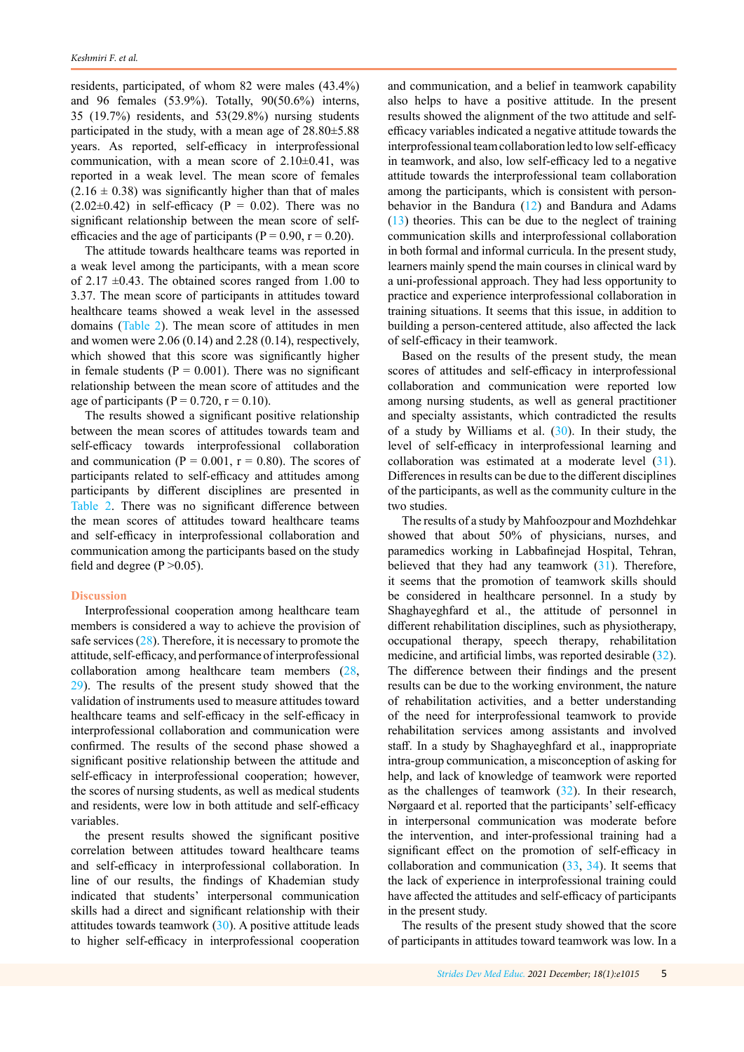residents, participated, of whom 82 were males (43.4%) and 96 females (53.9%). Totally, 90(50.6%) interns, 35 (19.7%) residents, and 53(29.8%) nursing students participated in the study, with a mean age of 28.80±5.88 years. As reported, self-efficacy in interprofessional communication, with a mean score of 2.10±0.41, was reported in a weak level. The mean score of females (2.16 ± 0.38) was significantly higher than that of males (2.02±0.42) in self-efficacy (P = 0.02). There was no significant relationship between the mean score of self-efficacies and the age of participants (P = 0.90, r = 0.20).

The attitude towards healthcare teams was reported in a weak level among the participants, with a mean score of 2.17 ±0.43. The obtained scores ranged from 1.00 to 3.37. The mean score of participants in attitudes toward healthcare teams showed a weak level in the assessed domains (Table 2). The mean score of attitudes in men and women were 2.06 (0.14) and 2.28 (0.14), respectively, which showed that this score was significantly higher in female students (P = 0.001). There was no significant relationship between the mean score of attitudes and the age of participants (P = 0.720, r = 0.10).

The results showed a significant positive relationship between the mean scores of attitudes towards team and self-efficacy towards interprofessional collaboration and communication (P = 0.001, r = 0.80). The scores of participants related to self-efficacy and attitudes among participants by different disciplines are presented in Table 2. There was no significant difference between the mean scores of attitudes toward healthcare teams and self-efficacy in interprofessional collaboration and communication among the participants based on the study field and degree (P >0.05).

## Discussion

Interprofessional cooperation among healthcare team members is considered a way to achieve the provision of safe services (28). Therefore, it is necessary to promote the attitude, self-efficacy, and performance of interprofessional collaboration among healthcare team members (28, 29). The results of the present study showed that the validation of instruments used to measure attitudes toward healthcare teams and self-efficacy in the self-efficacy in interprofessional collaboration and communication were confirmed. The results of the second phase showed a significant positive relationship between the attitude and self-efficacy in interprofessional cooperation; however, the scores of nursing students, as well as medical students and residents, were low in both attitude and self-efficacy variables.

the present results showed the significant positive correlation between attitudes toward healthcare teams and self-efficacy in interprofessional collaboration. In line of our results, the findings of Khademian study indicated that students' interpersonal communication skills had a direct and significant relationship with their attitudes towards teamwork (30). A positive attitude leads to higher self-efficacy in interprofessional cooperation and communication, and a belief in teamwork capability also helps to have a positive attitude. In the present results showed the alignment of the two attitude and self-efficacy variables indicated a negative attitude towards the interprofessional team collaboration led to low self-efficacy in teamwork, and also, low self-efficacy led to a negative attitude towards the interprofessional team collaboration among the participants, which is consistent with person-behavior in the Bandura (12) and Bandura and Adams (13) theories. This can be due to the neglect of training communication skills and interprofessional collaboration in both formal and informal curricula. In the present study, learners mainly spend the main courses in clinical ward by a uni-professional approach. They had less opportunity to practice and experience interprofessional collaboration in training situations. It seems that this issue, in addition to building a person-centered attitude, also affected the lack of self-efficacy in their teamwork.

Based on the results of the present study, the mean scores of attitudes and self-efficacy in interprofessional collaboration and communication were reported low among nursing students, as well as general practitioner and specialty assistants, which contradicted the results of a study by Williams et al. (30). In their study, the level of self-efficacy in interprofessional learning and collaboration was estimated at a moderate level (31). Differences in results can be due to the different disciplines of the participants, as well as the community culture in the two studies.

The results of a study by Mahfoozpour and Mozhdehkar showed that about 50% of physicians, nurses, and paramedics working in Labbafinejad Hospital, Tehran, believed that they had any teamwork (31). Therefore, it seems that the promotion of teamwork skills should be considered in healthcare personnel. In a study by Shaghayeghfard et al., the attitude of personnel in different rehabilitation disciplines, such as physiotherapy, occupational therapy, speech therapy, rehabilitation medicine, and artificial limbs, was reported desirable (32). The difference between their findings and the present results can be due to the working environment, the nature of rehabilitation activities, and a better understanding of the need for interprofessional teamwork to provide rehabilitation services among assistants and involved staff. In a study by Shaghayeghfard et al., inappropriate intra-group communication, a misconception of asking for help, and lack of knowledge of teamwork were reported as the challenges of teamwork (32). In their research, Nørgaard et al. reported that the participants' self-efficacy in interpersonal communication was moderate before the intervention, and inter-professional training had a significant effect on the promotion of self-efficacy in collaboration and communication (33, 34). It seems that the lack of experience in interprofessional training could have affected the attitudes and self-efficacy of participants in the present study.

The results of the present study showed that the score of participants in attitudes toward teamwork was low. In a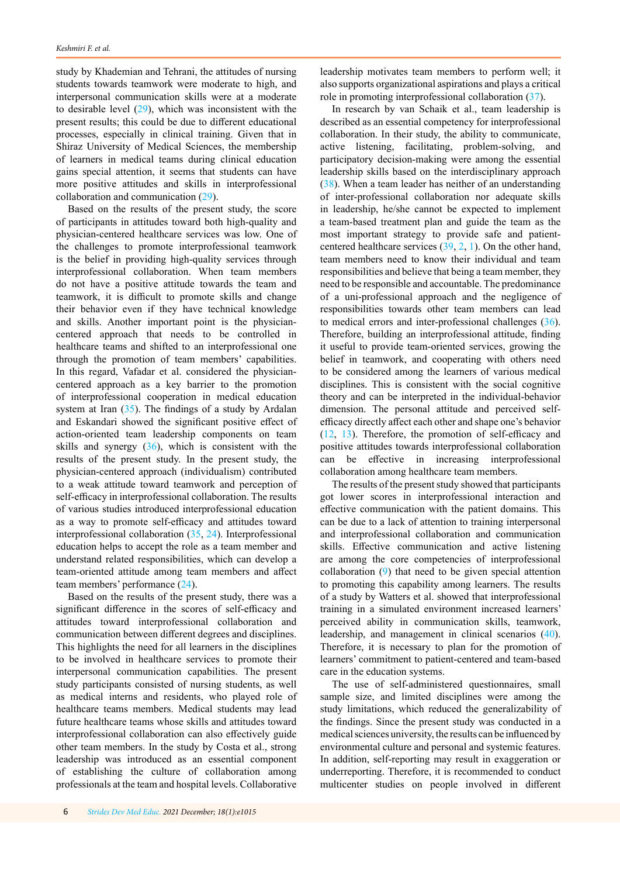study by Khademian and Tehrani, the attitudes of nursing students towards teamwork were moderate to high, and interpersonal communication skills were at a moderate to desirable level (29), which was inconsistent with the present results; this could be due to different educational processes, especially in clinical training. Given that in Shiraz University of Medical Sciences, the membership of learners in medical teams during clinical education gains special attention, it seems that students can have more positive attitudes and skills in interprofessional collaboration and communication (29).

Based on the results of the present study, the score of participants in attitudes toward both high-quality and physician-centered healthcare services was low. One of the challenges to promote interprofessional teamwork is the belief in providing high-quality services through interprofessional collaboration. When team members do not have a positive attitude towards the team and teamwork, it is difficult to promote skills and change their behavior even if they have technical knowledge and skills. Another important point is the physician-centered approach that needs to be controlled in healthcare teams and shifted to an interprofessional one through the promotion of team members' capabilities. In this regard, Vafadar et al. considered the physician-centered approach as a key barrier to the promotion of interprofessional cooperation in medical education system at Iran (35). The findings of a study by Ardalan and Eskandari showed the significant positive effect of action-oriented team leadership components on team skills and synergy (36), which is consistent with the results of the present study. In the present study, the physician-centered approach (individualism) contributed to a weak attitude toward teamwork and perception of self-efficacy in interprofessional collaboration. The results of various studies introduced interprofessional education as a way to promote self-efficacy and attitudes toward interprofessional collaboration (35, 24). Interprofessional education helps to accept the role as a team member and understand related responsibilities, which can develop a team-oriented attitude among team members and affect team members' performance (24).

Based on the results of the present study, there was a significant difference in the scores of self-efficacy and attitudes toward interprofessional collaboration and communication between different degrees and disciplines. This highlights the need for all learners in the disciplines to be involved in healthcare services to promote their interpersonal communication capabilities. The present study participants consisted of nursing students, as well as medical interns and residents, who played role of healthcare teams members. Medical students may lead future healthcare teams whose skills and attitudes toward interprofessional collaboration can also effectively guide other team members. In the study by Costa et al., strong leadership was introduced as an essential component of establishing the culture of collaboration among professionals at the team and hospital levels. Collaborative leadership motivates team members to perform well; it also supports organizational aspirations and plays a critical role in promoting interprofessional collaboration (37).

In research by van Schaik et al., team leadership is described as an essential competency for interprofessional collaboration. In their study, the ability to communicate, active listening, facilitating, problem-solving, and participatory decision-making were among the essential leadership skills based on the interdisciplinary approach (38). When a team leader has neither of an understanding of inter-professional collaboration nor adequate skills in leadership, he/she cannot be expected to implement a team-based treatment plan and guide the team as the most important strategy to provide safe and patient-centered healthcare services (39, 2, 1). On the other hand, team members need to know their individual and team responsibilities and believe that being a team member, they need to be responsible and accountable. The predominance of a uni-professional approach and the negligence of responsibilities towards other team members can lead to medical errors and inter-professional challenges (36). Therefore, building an interprofessional attitude, finding it useful to provide team-oriented services, growing the belief in teamwork, and cooperating with others need to be considered among the learners of various medical disciplines. This is consistent with the social cognitive theory and can be interpreted in the individual-behavior dimension. The personal attitude and perceived self-efficacy directly affect each other and shape one's behavior (12, 13). Therefore, the promotion of self-efficacy and positive attitudes towards interprofessional collaboration can be effective in increasing interprofessional collaboration among healthcare team members.

The results of the present study showed that participants got lower scores in interprofessional interaction and effective communication with the patient domains. This can be due to a lack of attention to training interpersonal and interprofessional collaboration and communication skills. Effective communication and active listening are among the core competencies of interprofessional collaboration (9) that need to be given special attention to promoting this capability among learners. The results of a study by Watters et al. showed that interprofessional training in a simulated environment increased learners' perceived ability in communication skills, teamwork, leadership, and management in clinical scenarios (40). Therefore, it is necessary to plan for the promotion of learners' commitment to patient-centered and team-based care in the education systems.

The use of self-administered questionnaires, small sample size, and limited disciplines were among the study limitations, which reduced the generalizability of the findings. Since the present study was conducted in a medical sciences university, the results can be influenced by environmental culture and personal and systemic features. In addition, self-reporting may result in exaggeration or underreporting. Therefore, it is recommended to conduct multicenter studies on people involved in different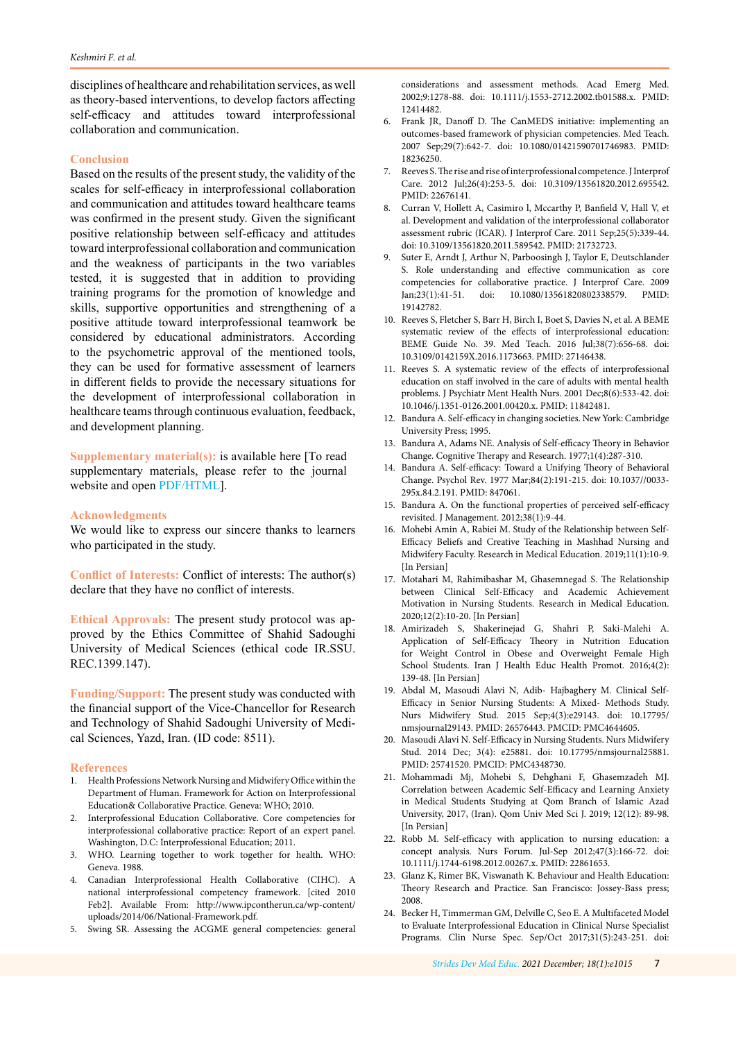disciplines of healthcare and rehabilitation services, as well as theory-based interventions, to develop factors affecting self-efficacy and attitudes toward interprofessional collaboration and communication.

## Conclusion

Based on the results of the present study, the validity of the scales for self-efficacy in interprofessional collaboration and communication and attitudes toward healthcare teams was confirmed in the present study. Given the significant positive relationship between self-efficacy and attitudes toward interprofessional collaboration and communication and the weakness of participants in the two variables tested, it is suggested that in addition to providing training programs for the promotion of knowledge and skills, supportive opportunities and strengthening of a positive attitude toward interprofessional teamwork be considered by educational administrators. According to the psychometric approval of the mentioned tools, they can be used for formative assessment of learners in different fields to provide the necessary situations for the development of interprofessional collaboration in healthcare teams through continuous evaluation, feedback, and development planning.

**Supplementary material(s):** is available here [To read supplementary materials, please refer to the journal website and open PDF/HTML].

## Acknowledgments

We would like to express our sincere thanks to learners who participated in the study.

**Conflict of Interests:** Conflict of interests: The author(s) declare that they have no conflict of interests.

**Ethical Approvals:** The present study protocol was approved by the Ethics Committee of Shahid Sadoughi University of Medical Sciences (ethical code IR.SSU.REC.1399.147).

**Funding/Support:** The present study was conducted with the financial support of the Vice-Chancellor for Research and Technology of Shahid Sadoughi University of Medical Sciences, Yazd, Iran. (ID code: 8511).

## References

1. Health Professions Network Nursing and Midwifery Office within the Department of Human. Framework for Action on Interprofessional Education& Collaborative Practice. Geneva: WHO; 2010.
2. Interprofessional Education Collaborative. Core competencies for interprofessional collaborative practice: Report of an expert panel. Washington, D.C: Interprofessional Education; 2011.
3. WHO. Learning together to work together for health. WHO: Geneva. 1988.
4. Canadian Interprofessional Health Collaborative (CIHC). A national interprofessional competency framework. [cited 2010 Feb2]. Available From: http://www.ipcontherun.ca/wp-content/uploads/2014/06/National-Framework.pdf.
5. Swing SR. Assessing the ACGME general competencies: general considerations and assessment methods. Acad Emerg Med. 2002;9:1278-88. doi: 10.1111/j.1553-2712.2002.tb01588.x. PMID: 12414482.
6. Frank JR, Danoff D. The CanMEDS initiative: implementing an outcomes-based framework of physician competencies. Med Teach. 2007 Sep;29(7):642-7. doi: 10.1080/01421590701746983. PMID: 18236250.
7. Reeves S. The rise and rise of interprofessional competence. J Interprof Care. 2012 Jul;26(4):253-5. doi: 10.3109/13561820.2012.695542. PMID: 22676141.
8. Curran V, Hollett A, Casimiro l, Mccarthy P, Banfield V, Hall V, et al. Development and validation of the interprofessional collaborator assessment rubric (ICAR). J Interprof Care. 2011 Sep;25(5):339-44. doi: 10.3109/13561820.2011.589542. PMID: 21732723.
9. Suter E, Arndt J, Arthur N, Parboosingh J, Taylor E, Deutschlander S. Role understanding and effective communication as core competencies for collaborative practice. J Interprof Care. 2009 Jan;23(1):41-51. doi: 10.1080/13561820802338579. PMID: 19142782.
10. Reeves S, Fletcher S, Barr H, Birch I, Boet S, Davies N, et al. A BEME systematic review of the effects of interprofessional education: BEME Guide No. 39. Med Teach. 2016 Jul;38(7):656-68. doi: 10.3109/0142159X.2016.1173663. PMID: 27146438.
11. Reeves S. A systematic review of the effects of interprofessional education on staff involved in the care of adults with mental health problems. J Psychiatr Ment Health Nurs. 2001 Dec;8(6):533-42. doi: 10.1046/j.1351-0126.2001.00420.x. PMID: 11842481.
12. Bandura A. Self-efficacy in changing societies. New York: Cambridge University Press; 1995.
13. Bandura A, Adams NE. Analysis of Self-efficacy Theory in Behavior Change. Cognitive Therapy and Research. 1977;1(4):287-310.
14. Bandura A. Self-efficacy: Toward a Unifying Theory of Behavioral Change. Psychol Rev. 1977 Mar;84(2):191-215. doi: 10.1037//0033-295x.84.2.191. PMID: 847061.
15. Bandura A. On the functional properties of perceived self-efficacy revisited. J Management. 2012;38(1):9-44.
16. Mohebi Amin A, Rabiei M. Study of the Relationship between Self-Efficacy Beliefs and Creative Teaching in Mashhad Nursing and Midwifery Faculty. Research in Medical Education. 2019;11(1):10-9. [In Persian]
17. Motahari M, Rahimibashar M, Ghasemnegad S. The Relationship between Clinical Self-Efficacy and Academic Achievement Motivation in Nursing Students. Research in Medical Education. 2020;12(2):10-20. [In Persian]
18. Amirizadeh S, Shakerinejad G, Shahri P, Saki-Malehi A. Application of Self-Efficacy Theory in Nutrition Education for Weight Control in Obese and Overweight Female High School Students. Iran J Health Educ Health Promot. 2016;4(2): 139-48. [In Persian]
19. Abdal M, Masoudi Alavi N, Adib- Hajbaghery M. Clinical Self-Efficacy in Senior Nursing Students: A Mixed- Methods Study. Nurs Midwifery Stud. 2015 Sep;4(3):e29143. doi: 10.17795/nmsjournal29143. PMID: 26576443. PMCID: PMC4644605.
20. Masoudi Alavi N. Self-Efficacy in Nursing Students. Nurs Midwifery Stud. 2014 Dec; 3(4): e25881. doi: 10.17795/nmsjournal25881. PMID: 25741520. PMCID: PMC4348730.
21. Mohammadi Mj, Mohebi S, Dehghani F, Ghasemzadeh MJ. Correlation between Academic Self-Efficacy and Learning Anxiety in Medical Students Studying at Qom Branch of Islamic Azad University, 2017, (Iran). Qom Univ Med Sci J. 2019; 12(12): 89-98. [In Persian]
22. Robb M. Self-efficacy with application to nursing education: a concept analysis. Nurs Forum. Jul-Sep 2012;47(3):166-72. doi: 10.1111/j.1744-6198.2012.00267.x. PMID: 22861653.
23. Glanz K, Rimer BK, Viswanath K. Behaviour and Health Education: Theory Research and Practice. San Francisco: Jossey-Bass press; 2008.
24. Becker H, Timmerman GM, Delville C, Seo E. A Multifaceted Model to Evaluate Interprofessional Education in Clinical Nurse Specialist Programs. Clin Nurse Spec. Sep/Oct 2017;31(5):243-251. doi: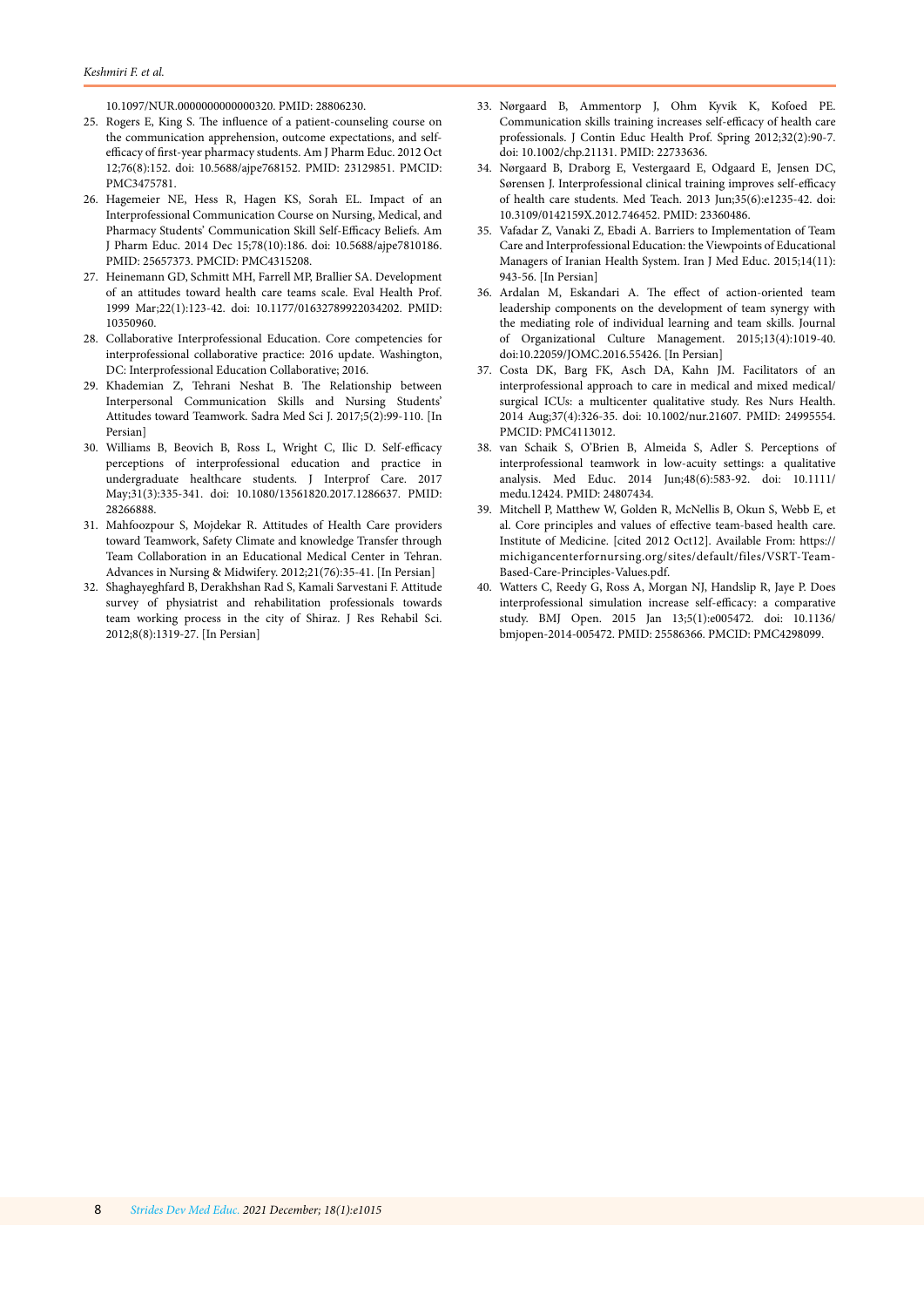10.1097/NUR.0000000000000320. PMID: 28806230.

25. Rogers E, King S. The influence of a patient-counseling course on the communication apprehension, outcome expectations, and self-efficacy of first-year pharmacy students. Am J Pharm Educ. 2012 Oct 12;76(8):152. doi: 10.5688/ajpe768152. PMID: 23129851. PMCID: PMC3475781.
26. Hagemeier NE, Hess R, Hagen KS, Sorah EL. Impact of an Interprofessional Communication Course on Nursing, Medical, and Pharmacy Students' Communication Skill Self-Efficacy Beliefs. Am J Pharm Educ. 2014 Dec 15;78(10):186. doi: 10.5688/ajpe7810186. PMID: 25657373. PMCID: PMC4315208.
27. Heinemann GD, Schmitt MH, Farrell MP, Brallier SA. Development of an attitudes toward health care teams scale. Eval Health Prof. 1999 Mar;22(1):123-42. doi: 10.1177/01632789922034202. PMID: 10350960.
28. Collaborative Interprofessional Education. Core competencies for interprofessional collaborative practice: 2016 update. Washington, DC: Interprofessional Education Collaborative; 2016.
29. Khademian Z, Tehrani Neshat B. The Relationship between Interpersonal Communication Skills and Nursing Students' Attitudes toward Teamwork. Sadra Med Sci J. 2017;5(2):99-110. [In Persian]
30. Williams B, Beovich B, Ross L, Wright C, Ilic D. Self-efficacy perceptions of interprofessional education and practice in undergraduate healthcare students. J Interprof Care. 2017 May;31(3):335-341. doi: 10.1080/13561820.2017.1286637. PMID: 28266888.
31. Mahfoozpour S, Mojdekar R. Attitudes of Health Care providers toward Teamwork, Safety Climate and knowledge Transfer through Team Collaboration in an Educational Medical Center in Tehran. Advances in Nursing & Midwifery. 2012;21(76):35-41. [In Persian]
32. Shaghayeghfard B, Derakhshan Rad S, Kamali Sarvestani F. Attitude survey of physiatrist and rehabilitation professionals towards team working process in the city of Shiraz. J Res Rehabil Sci. 2012;8(8):1319-27. [In Persian]
33. Nørgaard B, Ammentorp J, Ohm Kyvik K, Kofoed PE. Communication skills training increases self-efficacy of health care professionals. J Contin Educ Health Prof. Spring 2012;32(2):90-7. doi: 10.1002/chp.21131. PMID: 22733636.
34. Nørgaard B, Draborg E, Vestergaard E, Odgaard E, Jensen DC, Sørensen J. Interprofessional clinical training improves self-efficacy of health care students. Med Teach. 2013 Jun;35(6):e1235-42. doi: 10.3109/0142159X.2012.746452. PMID: 23360486.
35. Vafadar Z, Vanaki Z, Ebadi A. Barriers to Implementation of Team Care and Interprofessional Education: the Viewpoints of Educational Managers of Iranian Health System. Iran J Med Educ. 2015;14(11): 943-56. [In Persian]
36. Ardalan M, Eskandari A. The effect of action-oriented team leadership components on the development of team synergy with the mediating role of individual learning and team skills. Journal of Organizational Culture Management. 2015;13(4):1019-40. doi:10.22059/JOMC.2016.55426. [In Persian]
37. Costa DK, Barg FK, Asch DA, Kahn JM. Facilitators of an interprofessional approach to care in medical and mixed medical/surgical ICUs: a multicenter qualitative study. Res Nurs Health. 2014 Aug;37(4):326-35. doi: 10.1002/nur.21607. PMID: 24995554. PMCID: PMC4113012.
38. van Schaik S, O'Brien B, Almeida S, Adler S. Perceptions of interprofessional teamwork in low-acuity settings: a qualitative analysis. Med Educ. 2014 Jun;48(6):583-92. doi: 10.1111/medu.12424. PMID: 24807434.
39. Mitchell P, Matthew W, Golden R, McNellis B, Okun S, Webb E, et al. Core principles and values of effective team-based health care. Institute of Medicine. [cited 2012 Oct12]. Available From: https://michigancenterfornursing.org/sites/default/files/VSRT-Team-Based-Care-Principles-Values.pdf.
40. Watters C, Reedy G, Ross A, Morgan NJ, Handslip R, Jaye P. Does interprofessional simulation increase self-efficacy: a comparative study. BMJ Open. 2015 Jan 13;5(1):e005472. doi: 10.1136/bmjopen-2014-005472. PMID: 25586366. PMCID: PMC4298099.